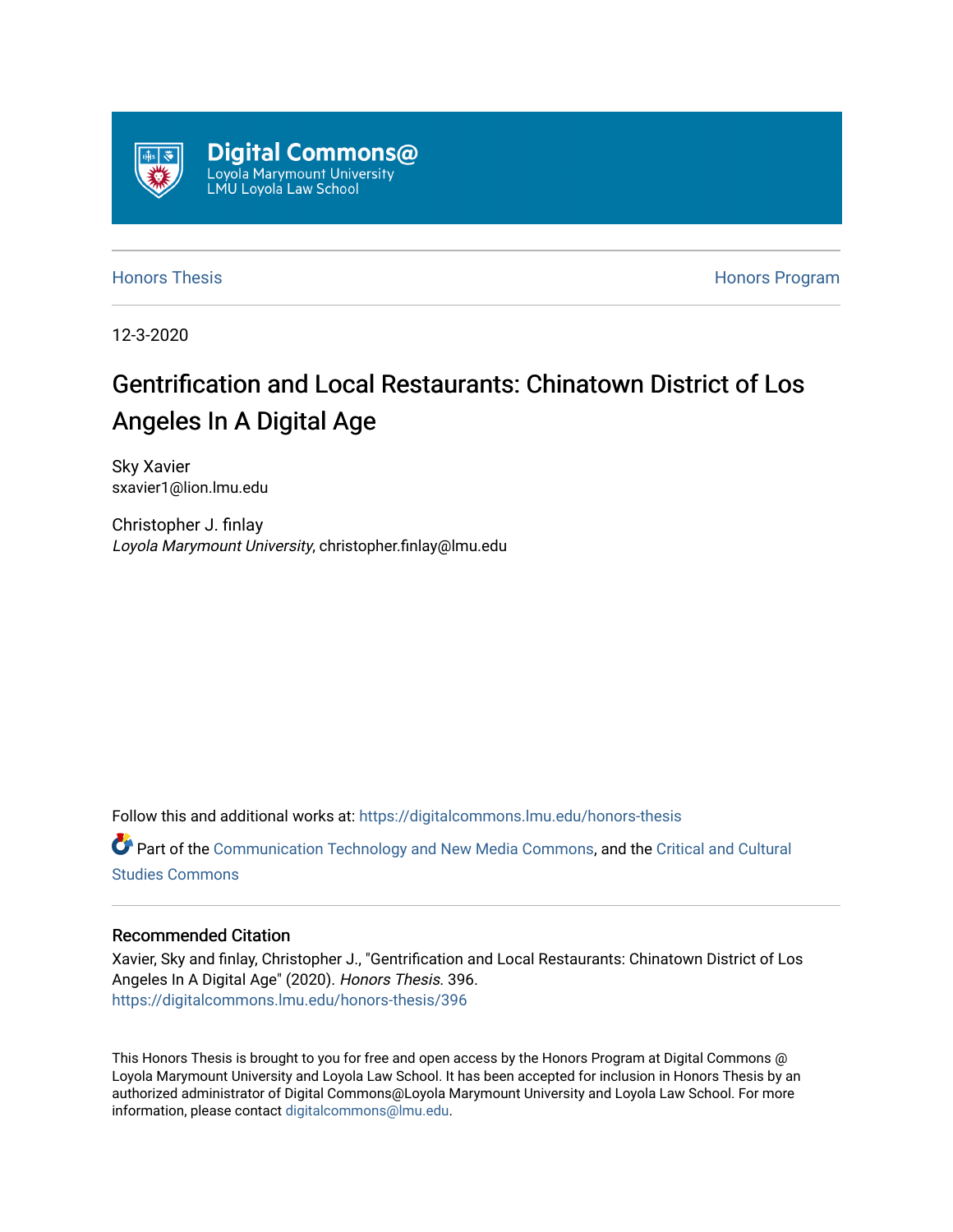Digital Commons@
Loyola Marymount University
LMU Loyola Law School

Honors Thesis | Honors Program

12-3-2020

# Gentrification and Local Restaurants: Chinatown District of Los Angeles In A Digital Age

Sky Xavier
sxavier1@lion.lmu.edu

Christopher J. finlay
*Loyola Marymount University*, christopher.finlay@lmu.edu

Follow this and additional works at: https://digitalcommons.lmu.edu/honors-thesis

Part of the Communication Technology and New Media Commons, and the Critical and Cultural Studies Commons

## Recommended Citation

Xavier, Sky and finlay, Christopher J., "Gentrification and Local Restaurants: Chinatown District of Los Angeles In A Digital Age" (2020). *Honors Thesis*. 396.
https://digitalcommons.lmu.edu/honors-thesis/396

This Honors Thesis is brought to you for free and open access by the Honors Program at Digital Commons @ Loyola Marymount University and Loyola Law School. It has been accepted for inclusion in Honors Thesis by an authorized administrator of Digital Commons@Loyola Marymount University and Loyola Law School. For more information, please contact digitalcommons@lmu.edu.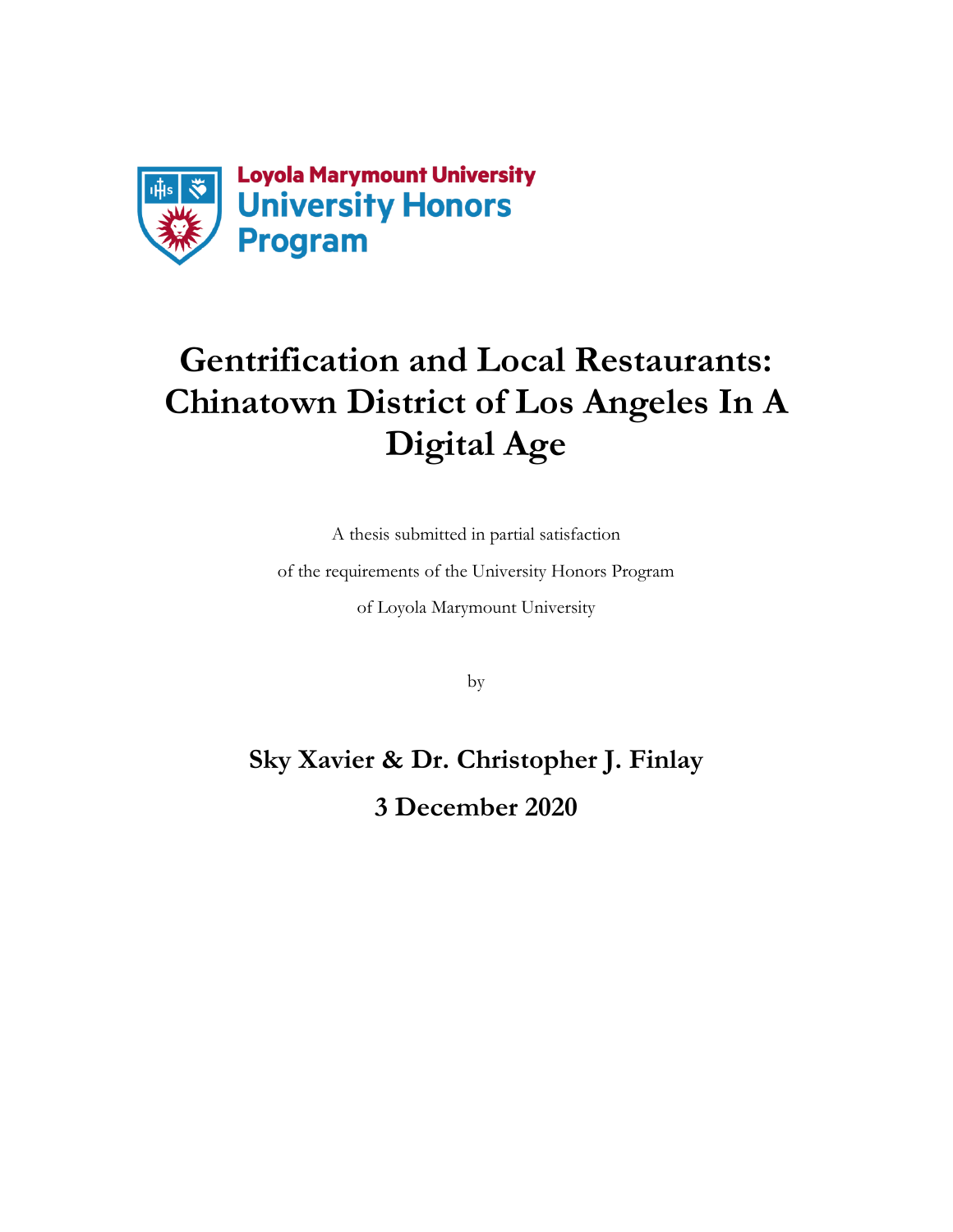Loyola Marymount University
University Honors Program

# Gentrification and Local Restaurants: Chinatown District of Los Angeles In A Digital Age

A thesis submitted in partial satisfaction

of the requirements of the University Honors Program

of Loyola Marymount University

by

**Sky Xavier & Dr. Christopher J. Finlay**

**3 December 2020**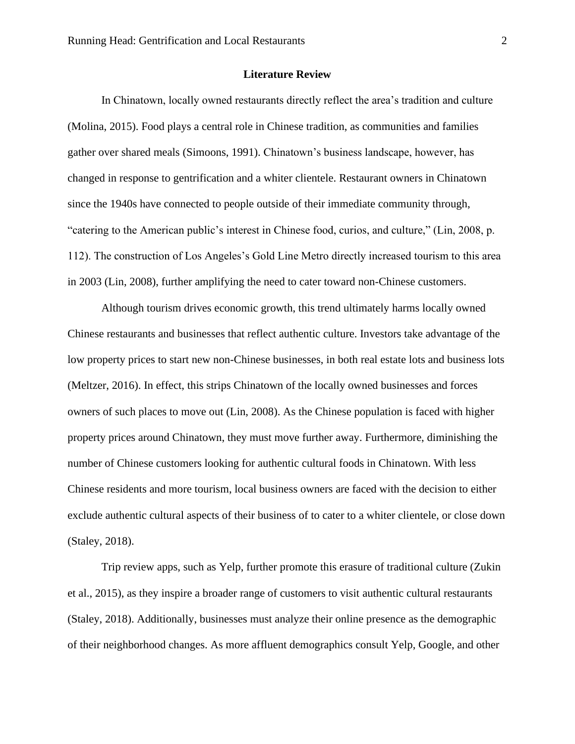## Literature Review

In Chinatown, locally owned restaurants directly reflect the area's tradition and culture (Molina, 2015). Food plays a central role in Chinese tradition, as communities and families gather over shared meals (Simoons, 1991). Chinatown's business landscape, however, has changed in response to gentrification and a whiter clientele. Restaurant owners in Chinatown since the 1940s have connected to people outside of their immediate community through, "catering to the American public's interest in Chinese food, curios, and culture," (Lin, 2008, p. 112). The construction of Los Angeles's Gold Line Metro directly increased tourism to this area in 2003 (Lin, 2008), further amplifying the need to cater toward non-Chinese customers.

Although tourism drives economic growth, this trend ultimately harms locally owned Chinese restaurants and businesses that reflect authentic culture. Investors take advantage of the low property prices to start new non-Chinese businesses, in both real estate lots and business lots (Meltzer, 2016). In effect, this strips Chinatown of the locally owned businesses and forces owners of such places to move out (Lin, 2008). As the Chinese population is faced with higher property prices around Chinatown, they must move further away. Furthermore, diminishing the number of Chinese customers looking for authentic cultural foods in Chinatown. With less Chinese residents and more tourism, local business owners are faced with the decision to either exclude authentic cultural aspects of their business of to cater to a whiter clientele, or close down (Staley, 2018).

Trip review apps, such as Yelp, further promote this erasure of traditional culture (Zukin et al., 2015), as they inspire a broader range of customers to visit authentic cultural restaurants (Staley, 2018). Additionally, businesses must analyze their online presence as the demographic of their neighborhood changes. As more affluent demographics consult Yelp, Google, and other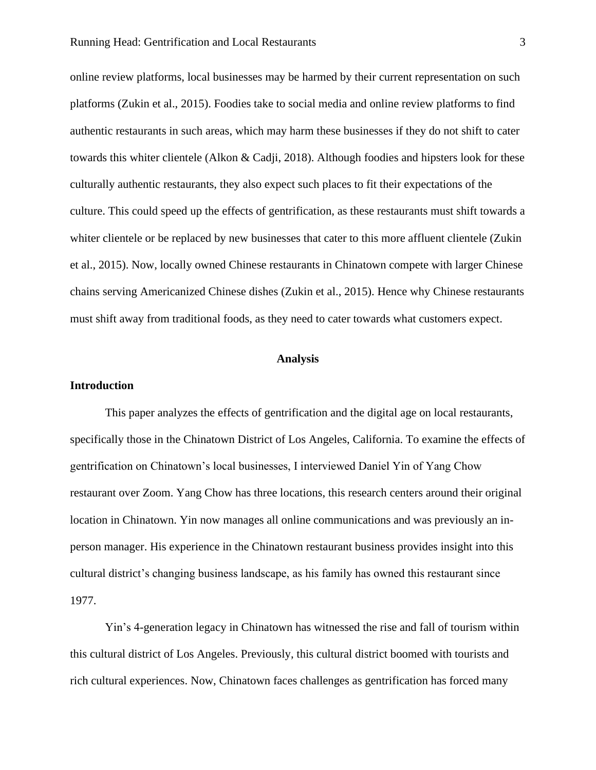online review platforms, local businesses may be harmed by their current representation on such platforms (Zukin et al., 2015). Foodies take to social media and online review platforms to find authentic restaurants in such areas, which may harm these businesses if they do not shift to cater towards this whiter clientele (Alkon & Cadji, 2018). Although foodies and hipsters look for these culturally authentic restaurants, they also expect such places to fit their expectations of the culture. This could speed up the effects of gentrification, as these restaurants must shift towards a whiter clientele or be replaced by new businesses that cater to this more affluent clientele (Zukin et al., 2015). Now, locally owned Chinese restaurants in Chinatown compete with larger Chinese chains serving Americanized Chinese dishes (Zukin et al., 2015). Hence why Chinese restaurants must shift away from traditional foods, as they need to cater towards what customers expect.

## Analysis

### Introduction

This paper analyzes the effects of gentrification and the digital age on local restaurants, specifically those in the Chinatown District of Los Angeles, California. To examine the effects of gentrification on Chinatown's local businesses, I interviewed Daniel Yin of Yang Chow restaurant over Zoom. Yang Chow has three locations, this research centers around their original location in Chinatown. Yin now manages all online communications and was previously an in-person manager. His experience in the Chinatown restaurant business provides insight into this cultural district's changing business landscape, as his family has owned this restaurant since 1977.

Yin's 4-generation legacy in Chinatown has witnessed the rise and fall of tourism within this cultural district of Los Angeles. Previously, this cultural district boomed with tourists and rich cultural experiences. Now, Chinatown faces challenges as gentrification has forced many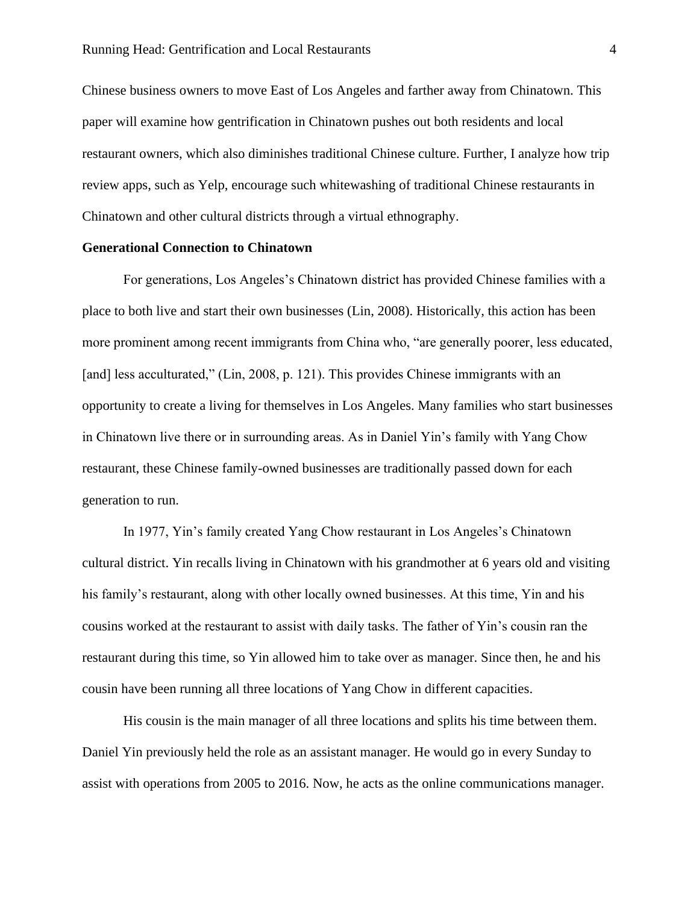Chinese business owners to move East of Los Angeles and farther away from Chinatown. This paper will examine how gentrification in Chinatown pushes out both residents and local restaurant owners, which also diminishes traditional Chinese culture. Further, I analyze how trip review apps, such as Yelp, encourage such whitewashing of traditional Chinese restaurants in Chinatown and other cultural districts through a virtual ethnography.

**Generational Connection to Chinatown**

For generations, Los Angeles's Chinatown district has provided Chinese families with a place to both live and start their own businesses (Lin, 2008). Historically, this action has been more prominent among recent immigrants from China who, "are generally poorer, less educated, [and] less acculturated," (Lin, 2008, p. 121). This provides Chinese immigrants with an opportunity to create a living for themselves in Los Angeles. Many families who start businesses in Chinatown live there or in surrounding areas. As in Daniel Yin's family with Yang Chow restaurant, these Chinese family-owned businesses are traditionally passed down for each generation to run.

In 1977, Yin's family created Yang Chow restaurant in Los Angeles's Chinatown cultural district. Yin recalls living in Chinatown with his grandmother at 6 years old and visiting his family's restaurant, along with other locally owned businesses. At this time, Yin and his cousins worked at the restaurant to assist with daily tasks. The father of Yin's cousin ran the restaurant during this time, so Yin allowed him to take over as manager. Since then, he and his cousin have been running all three locations of Yang Chow in different capacities.

His cousin is the main manager of all three locations and splits his time between them. Daniel Yin previously held the role as an assistant manager. He would go in every Sunday to assist with operations from 2005 to 2016. Now, he acts as the online communications manager.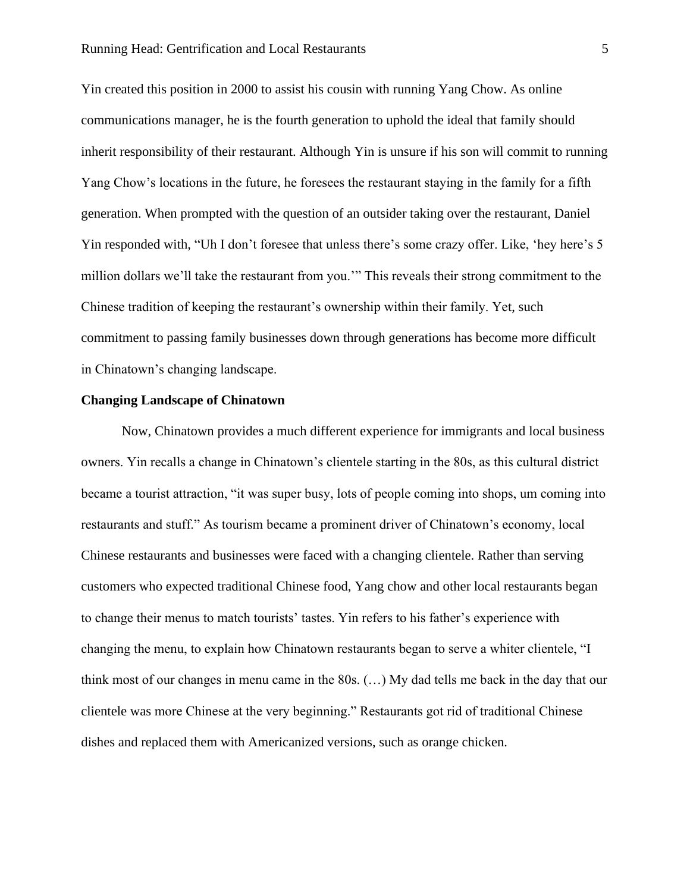Yin created this position in 2000 to assist his cousin with running Yang Chow. As online communications manager, he is the fourth generation to uphold the ideal that family should inherit responsibility of their restaurant. Although Yin is unsure if his son will commit to running Yang Chow's locations in the future, he foresees the restaurant staying in the family for a fifth generation. When prompted with the question of an outsider taking over the restaurant, Daniel Yin responded with, "Uh I don't foresee that unless there's some crazy offer. Like, 'hey here's 5 million dollars we'll take the restaurant from you.'" This reveals their strong commitment to the Chinese tradition of keeping the restaurant's ownership within their family. Yet, such commitment to passing family businesses down through generations has become more difficult in Chinatown's changing landscape.

**Changing Landscape of Chinatown**

Now, Chinatown provides a much different experience for immigrants and local business owners. Yin recalls a change in Chinatown's clientele starting in the 80s, as this cultural district became a tourist attraction, "it was super busy, lots of people coming into shops, um coming into restaurants and stuff." As tourism became a prominent driver of Chinatown's economy, local Chinese restaurants and businesses were faced with a changing clientele. Rather than serving customers who expected traditional Chinese food, Yang chow and other local restaurants began to change their menus to match tourists' tastes. Yin refers to his father's experience with changing the menu, to explain how Chinatown restaurants began to serve a whiter clientele, "I think most of our changes in menu came in the 80s. (…) My dad tells me back in the day that our clientele was more Chinese at the very beginning." Restaurants got rid of traditional Chinese dishes and replaced them with Americanized versions, such as orange chicken.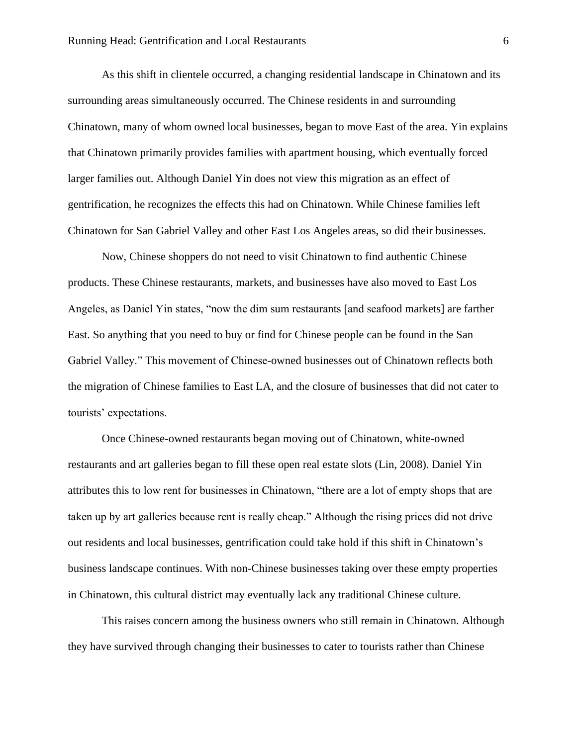As this shift in clientele occurred, a changing residential landscape in Chinatown and its surrounding areas simultaneously occurred. The Chinese residents in and surrounding Chinatown, many of whom owned local businesses, began to move East of the area. Yin explains that Chinatown primarily provides families with apartment housing, which eventually forced larger families out. Although Daniel Yin does not view this migration as an effect of gentrification, he recognizes the effects this had on Chinatown. While Chinese families left Chinatown for San Gabriel Valley and other East Los Angeles areas, so did their businesses.

Now, Chinese shoppers do not need to visit Chinatown to find authentic Chinese products. These Chinese restaurants, markets, and businesses have also moved to East Los Angeles, as Daniel Yin states, "now the dim sum restaurants [and seafood markets] are farther East. So anything that you need to buy or find for Chinese people can be found in the San Gabriel Valley." This movement of Chinese-owned businesses out of Chinatown reflects both the migration of Chinese families to East LA, and the closure of businesses that did not cater to tourists' expectations.

Once Chinese-owned restaurants began moving out of Chinatown, white-owned restaurants and art galleries began to fill these open real estate slots (Lin, 2008). Daniel Yin attributes this to low rent for businesses in Chinatown, "there are a lot of empty shops that are taken up by art galleries because rent is really cheap." Although the rising prices did not drive out residents and local businesses, gentrification could take hold if this shift in Chinatown's business landscape continues. With non-Chinese businesses taking over these empty properties in Chinatown, this cultural district may eventually lack any traditional Chinese culture.

This raises concern among the business owners who still remain in Chinatown. Although they have survived through changing their businesses to cater to tourists rather than Chinese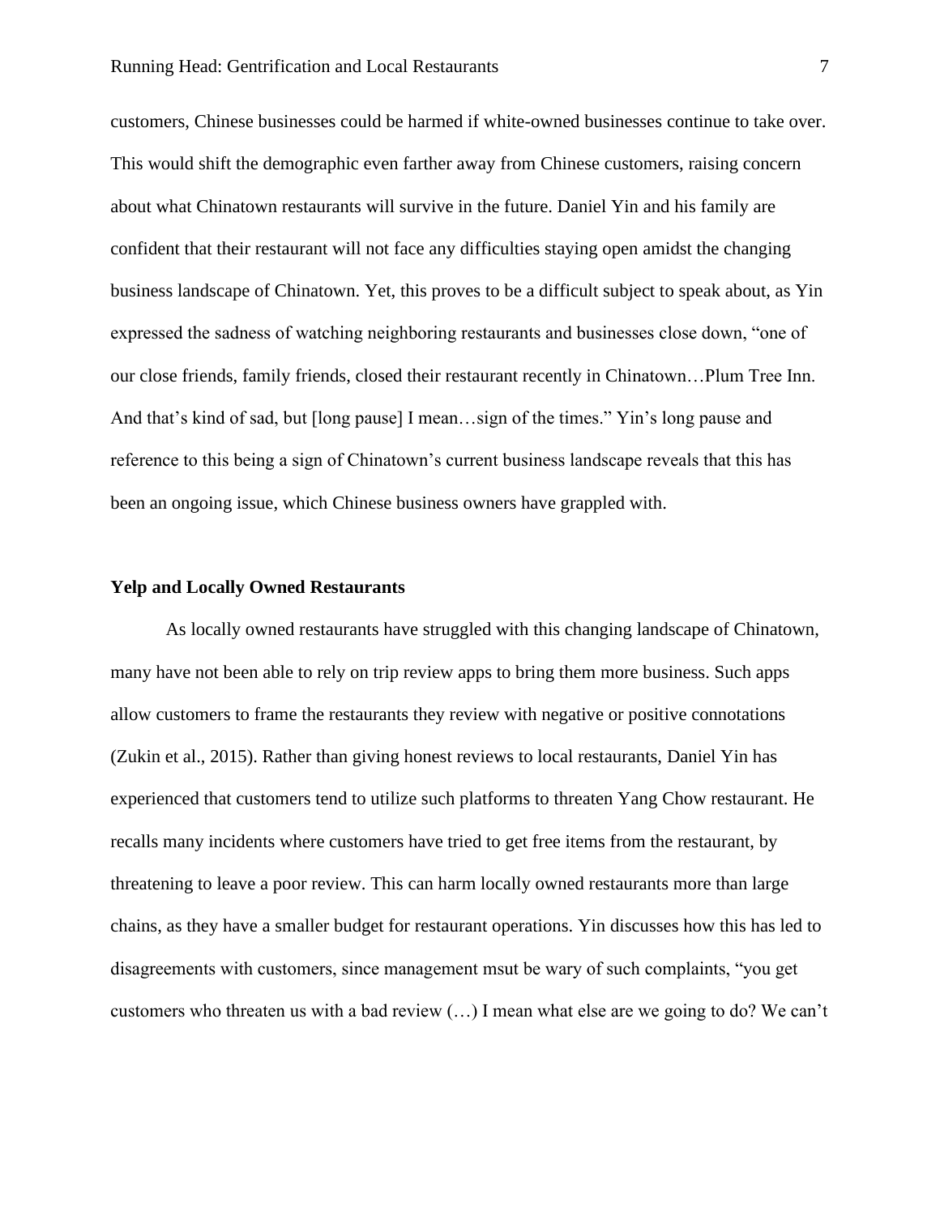customers, Chinese businesses could be harmed if white-owned businesses continue to take over. This would shift the demographic even farther away from Chinese customers, raising concern about what Chinatown restaurants will survive in the future. Daniel Yin and his family are confident that their restaurant will not face any difficulties staying open amidst the changing business landscape of Chinatown. Yet, this proves to be a difficult subject to speak about, as Yin expressed the sadness of watching neighboring restaurants and businesses close down, "one of our close friends, family friends, closed their restaurant recently in Chinatown…Plum Tree Inn. And that's kind of sad, but [long pause] I mean…sign of the times." Yin's long pause and reference to this being a sign of Chinatown's current business landscape reveals that this has been an ongoing issue, which Chinese business owners have grappled with.

**Yelp and Locally Owned Restaurants**

As locally owned restaurants have struggled with this changing landscape of Chinatown, many have not been able to rely on trip review apps to bring them more business. Such apps allow customers to frame the restaurants they review with negative or positive connotations (Zukin et al., 2015). Rather than giving honest reviews to local restaurants, Daniel Yin has experienced that customers tend to utilize such platforms to threaten Yang Chow restaurant. He recalls many incidents where customers have tried to get free items from the restaurant, by threatening to leave a poor review. This can harm locally owned restaurants more than large chains, as they have a smaller budget for restaurant operations. Yin discusses how this has led to disagreements with customers, since management msut be wary of such complaints, "you get customers who threaten us with a bad review (…) I mean what else are we going to do? We can't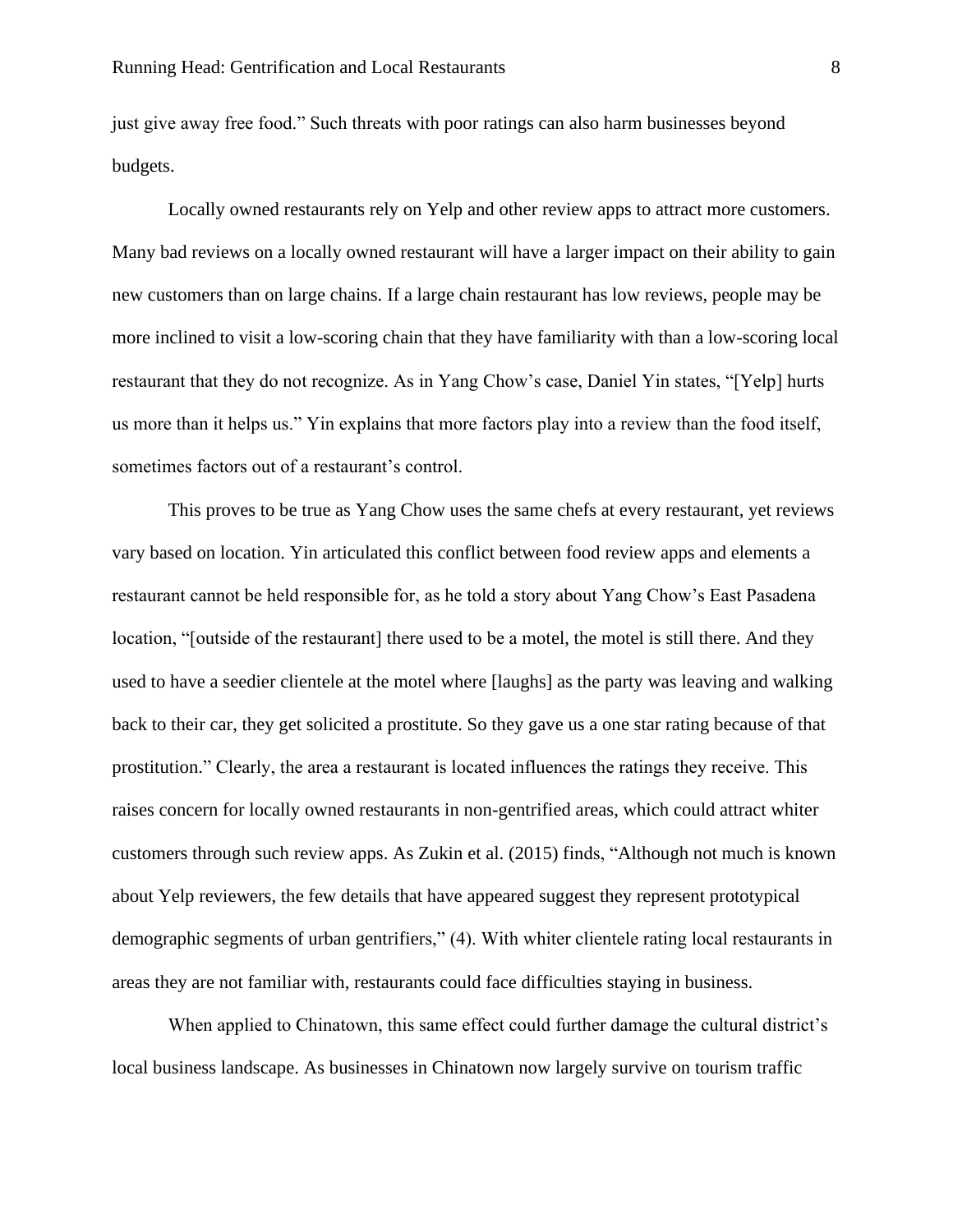just give away free food." Such threats with poor ratings can also harm businesses beyond budgets.

Locally owned restaurants rely on Yelp and other review apps to attract more customers. Many bad reviews on a locally owned restaurant will have a larger impact on their ability to gain new customers than on large chains. If a large chain restaurant has low reviews, people may be more inclined to visit a low-scoring chain that they have familiarity with than a low-scoring local restaurant that they do not recognize. As in Yang Chow's case, Daniel Yin states, "[Yelp] hurts us more than it helps us." Yin explains that more factors play into a review than the food itself, sometimes factors out of a restaurant's control.

This proves to be true as Yang Chow uses the same chefs at every restaurant, yet reviews vary based on location. Yin articulated this conflict between food review apps and elements a restaurant cannot be held responsible for, as he told a story about Yang Chow's East Pasadena location, "[outside of the restaurant] there used to be a motel, the motel is still there. And they used to have a seedier clientele at the motel where [laughs] as the party was leaving and walking back to their car, they get solicited a prostitute. So they gave us a one star rating because of that prostitution." Clearly, the area a restaurant is located influences the ratings they receive. This raises concern for locally owned restaurants in non-gentrified areas, which could attract whiter customers through such review apps. As Zukin et al. (2015) finds, "Although not much is known about Yelp reviewers, the few details that have appeared suggest they represent prototypical demographic segments of urban gentrifiers," (4). With whiter clientele rating local restaurants in areas they are not familiar with, restaurants could face difficulties staying in business.

When applied to Chinatown, this same effect could further damage the cultural district's local business landscape. As businesses in Chinatown now largely survive on tourism traffic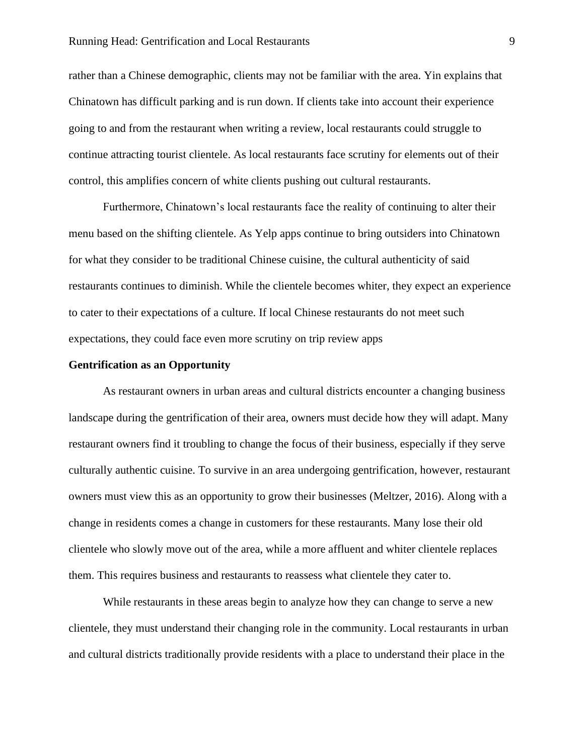rather than a Chinese demographic, clients may not be familiar with the area. Yin explains that Chinatown has difficult parking and is run down. If clients take into account their experience going to and from the restaurant when writing a review, local restaurants could struggle to continue attracting tourist clientele. As local restaurants face scrutiny for elements out of their control, this amplifies concern of white clients pushing out cultural restaurants.

Furthermore, Chinatown's local restaurants face the reality of continuing to alter their menu based on the shifting clientele. As Yelp apps continue to bring outsiders into Chinatown for what they consider to be traditional Chinese cuisine, the cultural authenticity of said restaurants continues to diminish. While the clientele becomes whiter, they expect an experience to cater to their expectations of a culture. If local Chinese restaurants do not meet such expectations, they could face even more scrutiny on trip review apps

**Gentrification as an Opportunity**

As restaurant owners in urban areas and cultural districts encounter a changing business landscape during the gentrification of their area, owners must decide how they will adapt. Many restaurant owners find it troubling to change the focus of their business, especially if they serve culturally authentic cuisine. To survive in an area undergoing gentrification, however, restaurant owners must view this as an opportunity to grow their businesses (Meltzer, 2016). Along with a change in residents comes a change in customers for these restaurants. Many lose their old clientele who slowly move out of the area, while a more affluent and whiter clientele replaces them. This requires business and restaurants to reassess what clientele they cater to.

While restaurants in these areas begin to analyze how they can change to serve a new clientele, they must understand their changing role in the community. Local restaurants in urban and cultural districts traditionally provide residents with a place to understand their place in the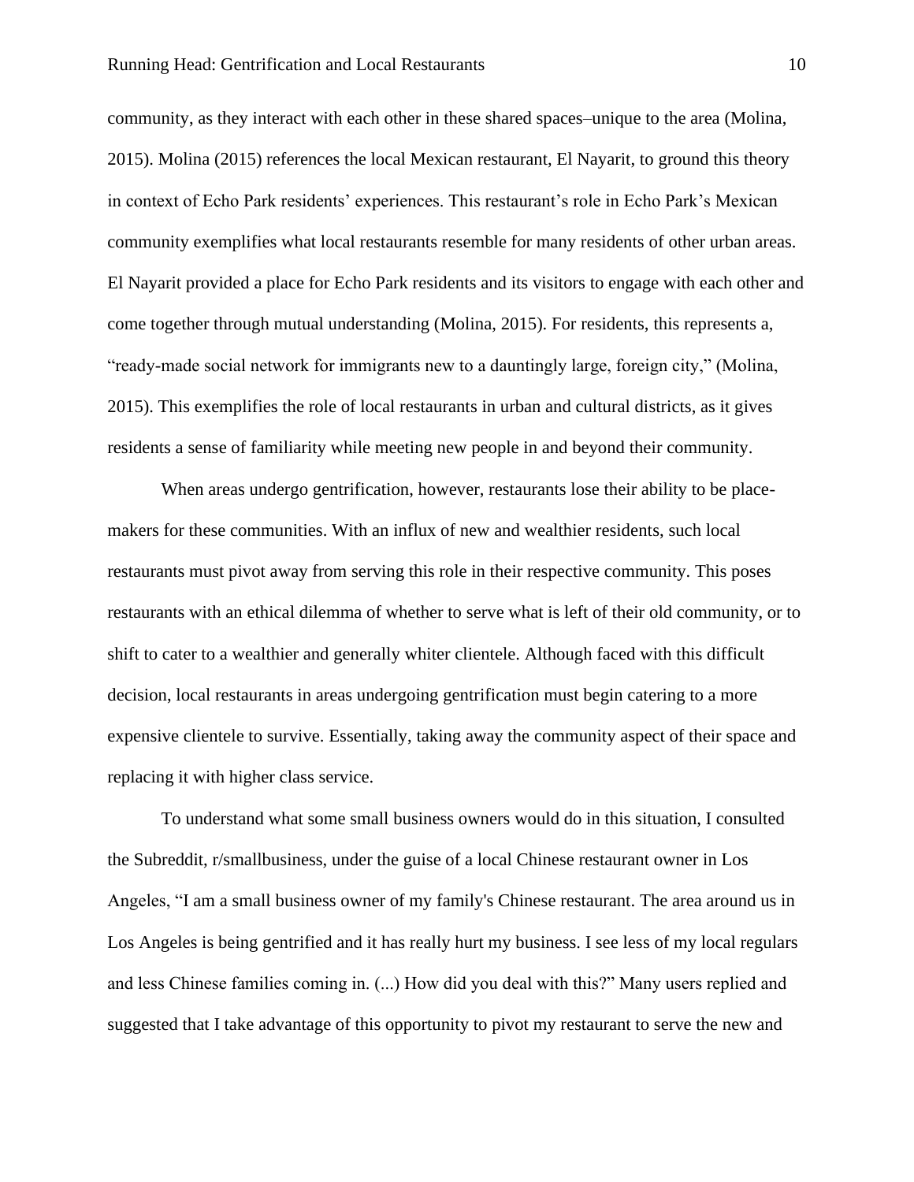community, as they interact with each other in these shared spaces–unique to the area (Molina, 2015). Molina (2015) references the local Mexican restaurant, El Nayarit, to ground this theory in context of Echo Park residents' experiences. This restaurant's role in Echo Park's Mexican community exemplifies what local restaurants resemble for many residents of other urban areas. El Nayarit provided a place for Echo Park residents and its visitors to engage with each other and come together through mutual understanding (Molina, 2015). For residents, this represents a, "ready-made social network for immigrants new to a dauntingly large, foreign city," (Molina, 2015). This exemplifies the role of local restaurants in urban and cultural districts, as it gives residents a sense of familiarity while meeting new people in and beyond their community.

When areas undergo gentrification, however, restaurants lose their ability to be place-makers for these communities. With an influx of new and wealthier residents, such local restaurants must pivot away from serving this role in their respective community. This poses restaurants with an ethical dilemma of whether to serve what is left of their old community, or to shift to cater to a wealthier and generally whiter clientele. Although faced with this difficult decision, local restaurants in areas undergoing gentrification must begin catering to a more expensive clientele to survive. Essentially, taking away the community aspect of their space and replacing it with higher class service.

To understand what some small business owners would do in this situation, I consulted the Subreddit, r/smallbusiness, under the guise of a local Chinese restaurant owner in Los Angeles, "I am a small business owner of my family's Chinese restaurant. The area around us in Los Angeles is being gentrified and it has really hurt my business. I see less of my local regulars and less Chinese families coming in. (...) How did you deal with this?" Many users replied and suggested that I take advantage of this opportunity to pivot my restaurant to serve the new and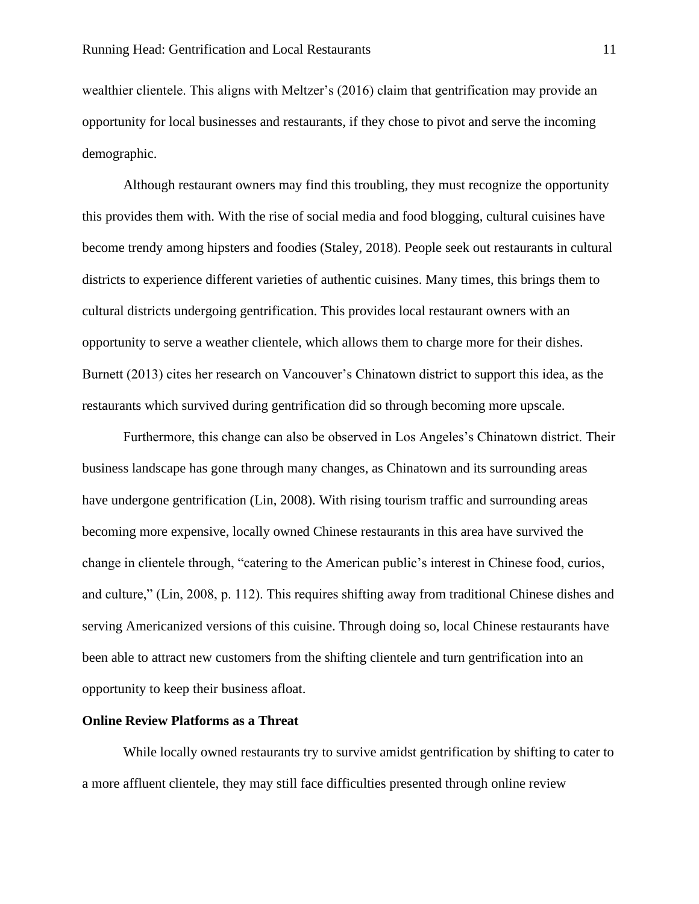wealthier clientele. This aligns with Meltzer's (2016) claim that gentrification may provide an opportunity for local businesses and restaurants, if they chose to pivot and serve the incoming demographic.

Although restaurant owners may find this troubling, they must recognize the opportunity this provides them with. With the rise of social media and food blogging, cultural cuisines have become trendy among hipsters and foodies (Staley, 2018). People seek out restaurants in cultural districts to experience different varieties of authentic cuisines. Many times, this brings them to cultural districts undergoing gentrification. This provides local restaurant owners with an opportunity to serve a weather clientele, which allows them to charge more for their dishes. Burnett (2013) cites her research on Vancouver's Chinatown district to support this idea, as the restaurants which survived during gentrification did so through becoming more upscale.

Furthermore, this change can also be observed in Los Angeles's Chinatown district. Their business landscape has gone through many changes, as Chinatown and its surrounding areas have undergone gentrification (Lin, 2008). With rising tourism traffic and surrounding areas becoming more expensive, locally owned Chinese restaurants in this area have survived the change in clientele through, "catering to the American public's interest in Chinese food, curios, and culture," (Lin, 2008, p. 112). This requires shifting away from traditional Chinese dishes and serving Americanized versions of this cuisine. Through doing so, local Chinese restaurants have been able to attract new customers from the shifting clientele and turn gentrification into an opportunity to keep their business afloat.

**Online Review Platforms as a Threat**

While locally owned restaurants try to survive amidst gentrification by shifting to cater to a more affluent clientele, they may still face difficulties presented through online review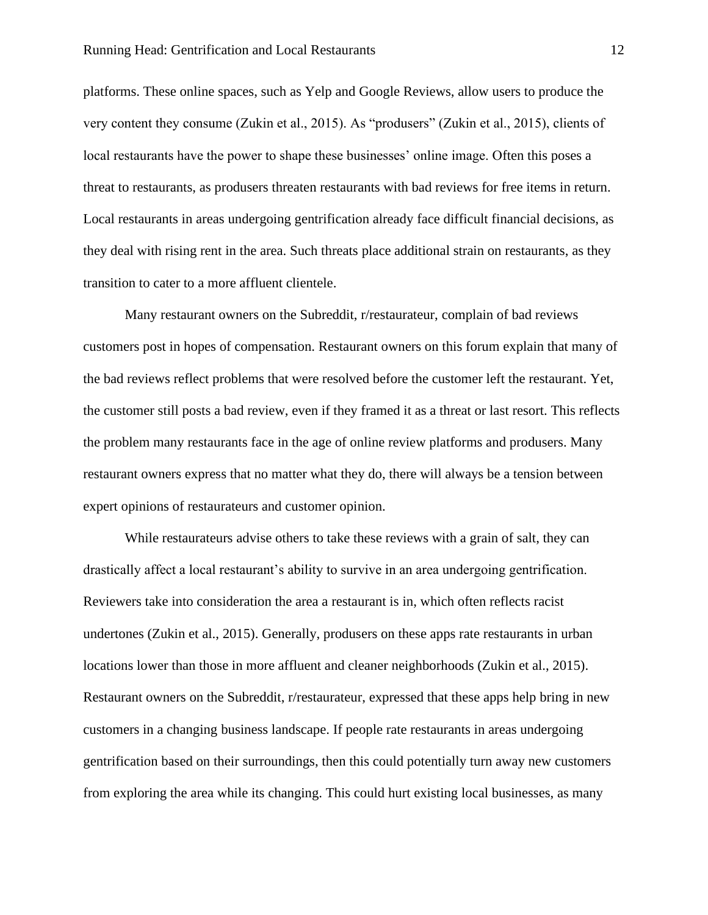platforms. These online spaces, such as Yelp and Google Reviews, allow users to produce the very content they consume (Zukin et al., 2015). As "produsers" (Zukin et al., 2015), clients of local restaurants have the power to shape these businesses' online image. Often this poses a threat to restaurants, as produsers threaten restaurants with bad reviews for free items in return. Local restaurants in areas undergoing gentrification already face difficult financial decisions, as they deal with rising rent in the area. Such threats place additional strain on restaurants, as they transition to cater to a more affluent clientele.

Many restaurant owners on the Subreddit, r/restaurateur, complain of bad reviews customers post in hopes of compensation. Restaurant owners on this forum explain that many of the bad reviews reflect problems that were resolved before the customer left the restaurant. Yet, the customer still posts a bad review, even if they framed it as a threat or last resort. This reflects the problem many restaurants face in the age of online review platforms and produsers. Many restaurant owners express that no matter what they do, there will always be a tension between expert opinions of restaurateurs and customer opinion.

While restaurateurs advise others to take these reviews with a grain of salt, they can drastically affect a local restaurant's ability to survive in an area undergoing gentrification. Reviewers take into consideration the area a restaurant is in, which often reflects racist undertones (Zukin et al., 2015). Generally, produsers on these apps rate restaurants in urban locations lower than those in more affluent and cleaner neighborhoods (Zukin et al., 2015). Restaurant owners on the Subreddit, r/restaurateur, expressed that these apps help bring in new customers in a changing business landscape. If people rate restaurants in areas undergoing gentrification based on their surroundings, then this could potentially turn away new customers from exploring the area while its changing. This could hurt existing local businesses, as many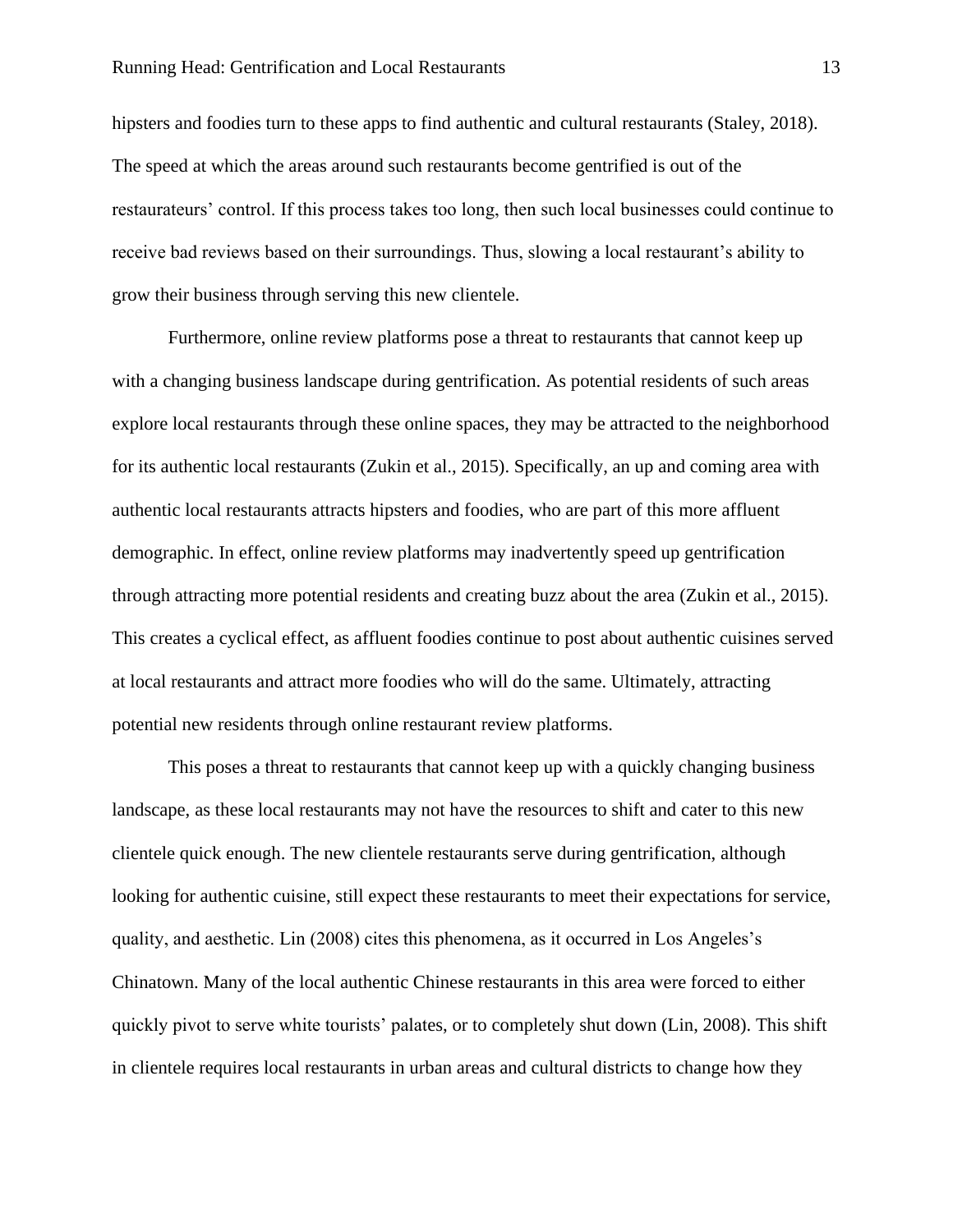hipsters and foodies turn to these apps to find authentic and cultural restaurants (Staley, 2018). The speed at which the areas around such restaurants become gentrified is out of the restaurateurs' control. If this process takes too long, then such local businesses could continue to receive bad reviews based on their surroundings. Thus, slowing a local restaurant's ability to grow their business through serving this new clientele.

Furthermore, online review platforms pose a threat to restaurants that cannot keep up with a changing business landscape during gentrification. As potential residents of such areas explore local restaurants through these online spaces, they may be attracted to the neighborhood for its authentic local restaurants (Zukin et al., 2015). Specifically, an up and coming area with authentic local restaurants attracts hipsters and foodies, who are part of this more affluent demographic. In effect, online review platforms may inadvertently speed up gentrification through attracting more potential residents and creating buzz about the area (Zukin et al., 2015). This creates a cyclical effect, as affluent foodies continue to post about authentic cuisines served at local restaurants and attract more foodies who will do the same. Ultimately, attracting potential new residents through online restaurant review platforms.

This poses a threat to restaurants that cannot keep up with a quickly changing business landscape, as these local restaurants may not have the resources to shift and cater to this new clientele quick enough. The new clientele restaurants serve during gentrification, although looking for authentic cuisine, still expect these restaurants to meet their expectations for service, quality, and aesthetic. Lin (2008) cites this phenomena, as it occurred in Los Angeles's Chinatown. Many of the local authentic Chinese restaurants in this area were forced to either quickly pivot to serve white tourists' palates, or to completely shut down (Lin, 2008). This shift in clientele requires local restaurants in urban areas and cultural districts to change how they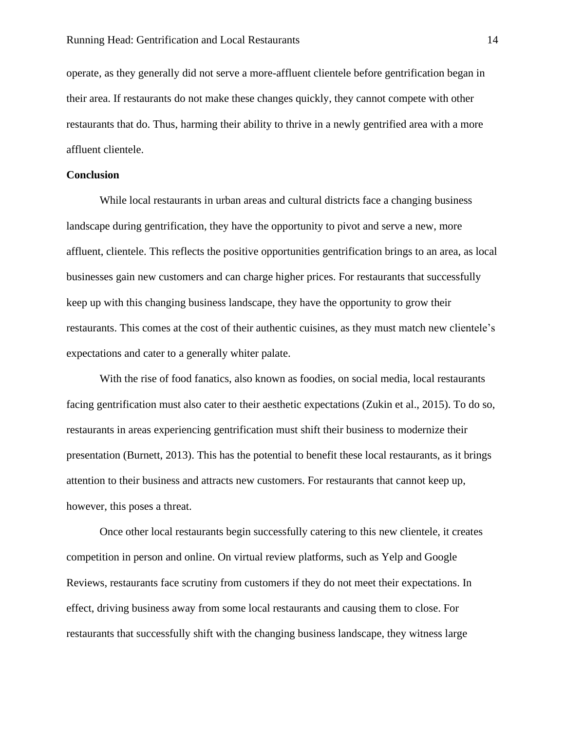operate, as they generally did not serve a more-affluent clientele before gentrification began in their area. If restaurants do not make these changes quickly, they cannot compete with other restaurants that do. Thus, harming their ability to thrive in a newly gentrified area with a more affluent clientele.

**Conclusion**

While local restaurants in urban areas and cultural districts face a changing business landscape during gentrification, they have the opportunity to pivot and serve a new, more affluent, clientele. This reflects the positive opportunities gentrification brings to an area, as local businesses gain new customers and can charge higher prices. For restaurants that successfully keep up with this changing business landscape, they have the opportunity to grow their restaurants. This comes at the cost of their authentic cuisines, as they must match new clientele's expectations and cater to a generally whiter palate.

With the rise of food fanatics, also known as foodies, on social media, local restaurants facing gentrification must also cater to their aesthetic expectations (Zukin et al., 2015). To do so, restaurants in areas experiencing gentrification must shift their business to modernize their presentation (Burnett, 2013). This has the potential to benefit these local restaurants, as it brings attention to their business and attracts new customers. For restaurants that cannot keep up, however, this poses a threat.

Once other local restaurants begin successfully catering to this new clientele, it creates competition in person and online. On virtual review platforms, such as Yelp and Google Reviews, restaurants face scrutiny from customers if they do not meet their expectations. In effect, driving business away from some local restaurants and causing them to close. For restaurants that successfully shift with the changing business landscape, they witness large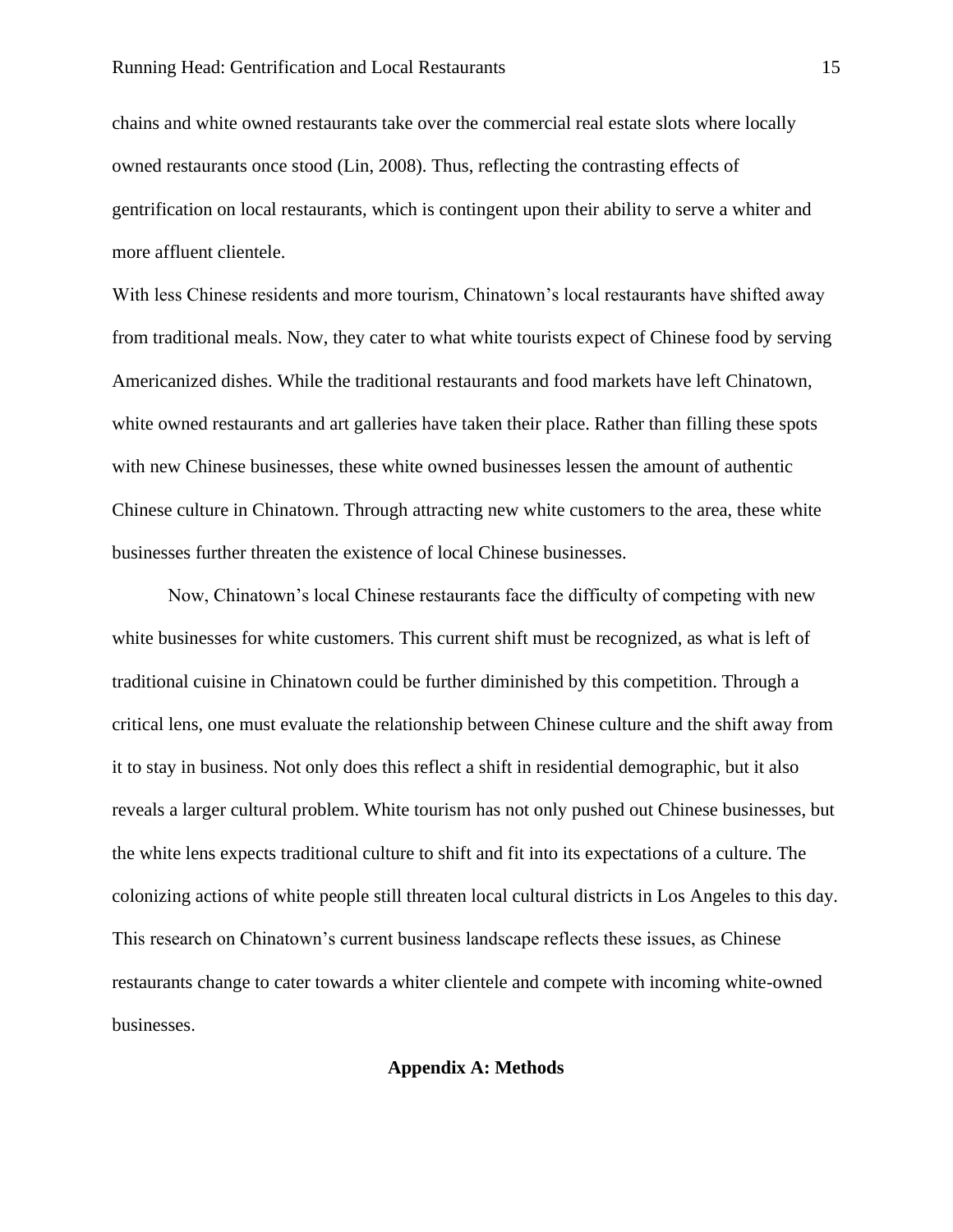chains and white owned restaurants take over the commercial real estate slots where locally owned restaurants once stood (Lin, 2008). Thus, reflecting the contrasting effects of gentrification on local restaurants, which is contingent upon their ability to serve a whiter and more affluent clientele.

With less Chinese residents and more tourism, Chinatown's local restaurants have shifted away from traditional meals. Now, they cater to what white tourists expect of Chinese food by serving Americanized dishes. While the traditional restaurants and food markets have left Chinatown, white owned restaurants and art galleries have taken their place. Rather than filling these spots with new Chinese businesses, these white owned businesses lessen the amount of authentic Chinese culture in Chinatown. Through attracting new white customers to the area, these white businesses further threaten the existence of local Chinese businesses.

Now, Chinatown's local Chinese restaurants face the difficulty of competing with new white businesses for white customers. This current shift must be recognized, as what is left of traditional cuisine in Chinatown could be further diminished by this competition. Through a critical lens, one must evaluate the relationship between Chinese culture and the shift away from it to stay in business. Not only does this reflect a shift in residential demographic, but it also reveals a larger cultural problem. White tourism has not only pushed out Chinese businesses, but the white lens expects traditional culture to shift and fit into its expectations of a culture. The colonizing actions of white people still threaten local cultural districts in Los Angeles to this day. This research on Chinatown's current business landscape reflects these issues, as Chinese restaurants change to cater towards a whiter clientele and compete with incoming white-owned businesses.

## Appendix A: Methods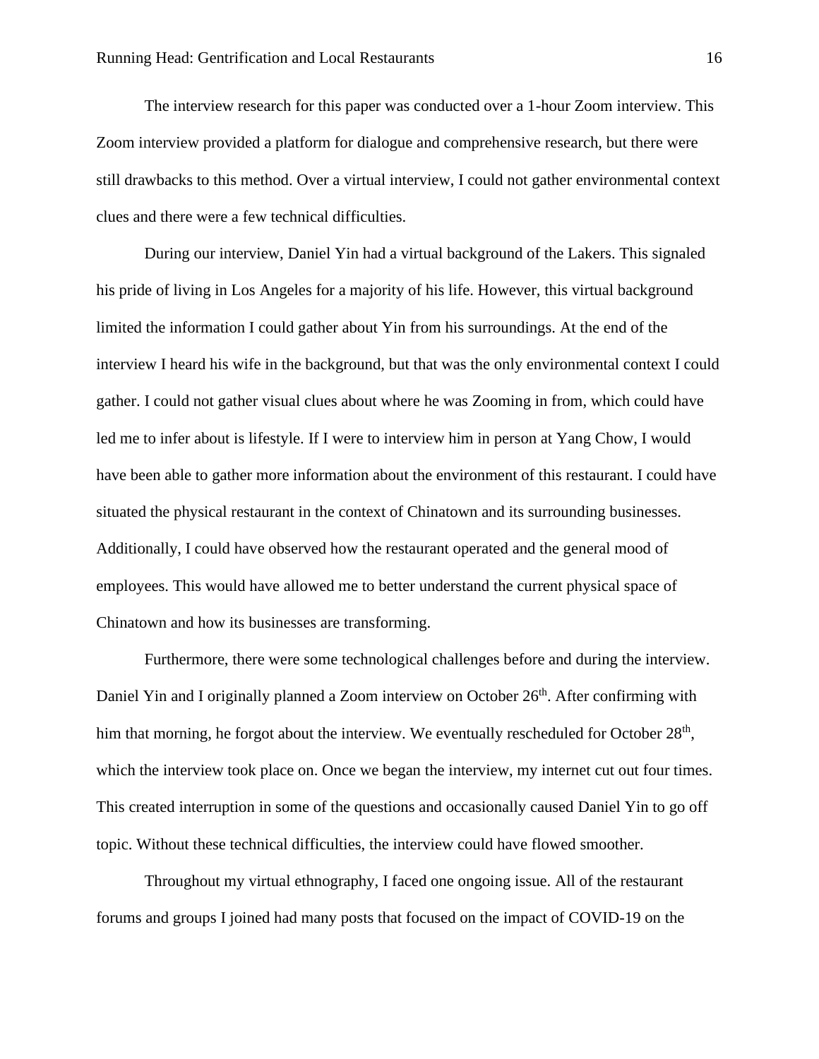The interview research for this paper was conducted over a 1-hour Zoom interview. This Zoom interview provided a platform for dialogue and comprehensive research, but there were still drawbacks to this method. Over a virtual interview, I could not gather environmental context clues and there were a few technical difficulties.

During our interview, Daniel Yin had a virtual background of the Lakers. This signaled his pride of living in Los Angeles for a majority of his life. However, this virtual background limited the information I could gather about Yin from his surroundings. At the end of the interview I heard his wife in the background, but that was the only environmental context I could gather. I could not gather visual clues about where he was Zooming in from, which could have led me to infer about is lifestyle. If I were to interview him in person at Yang Chow, I would have been able to gather more information about the environment of this restaurant. I could have situated the physical restaurant in the context of Chinatown and its surrounding businesses. Additionally, I could have observed how the restaurant operated and the general mood of employees. This would have allowed me to better understand the current physical space of Chinatown and how its businesses are transforming.

Furthermore, there were some technological challenges before and during the interview. Daniel Yin and I originally planned a Zoom interview on October 26th. After confirming with him that morning, he forgot about the interview. We eventually rescheduled for October 28th, which the interview took place on. Once we began the interview, my internet cut out four times. This created interruption in some of the questions and occasionally caused Daniel Yin to go off topic. Without these technical difficulties, the interview could have flowed smoother.

Throughout my virtual ethnography, I faced one ongoing issue. All of the restaurant forums and groups I joined had many posts that focused on the impact of COVID-19 on the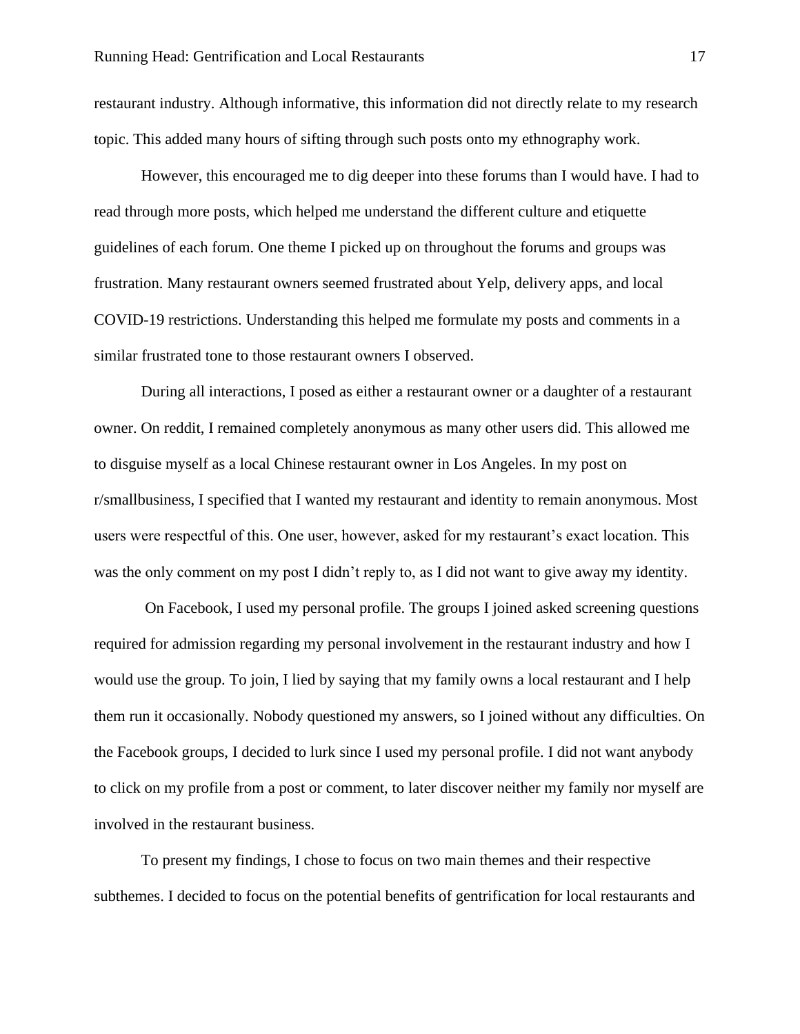restaurant industry. Although informative, this information did not directly relate to my research topic. This added many hours of sifting through such posts onto my ethnography work.

However, this encouraged me to dig deeper into these forums than I would have. I had to read through more posts, which helped me understand the different culture and etiquette guidelines of each forum. One theme I picked up on throughout the forums and groups was frustration. Many restaurant owners seemed frustrated about Yelp, delivery apps, and local COVID-19 restrictions. Understanding this helped me formulate my posts and comments in a similar frustrated tone to those restaurant owners I observed.

During all interactions, I posed as either a restaurant owner or a daughter of a restaurant owner. On reddit, I remained completely anonymous as many other users did. This allowed me to disguise myself as a local Chinese restaurant owner in Los Angeles. In my post on r/smallbusiness, I specified that I wanted my restaurant and identity to remain anonymous. Most users were respectful of this. One user, however, asked for my restaurant's exact location. This was the only comment on my post I didn't reply to, as I did not want to give away my identity.

On Facebook, I used my personal profile. The groups I joined asked screening questions required for admission regarding my personal involvement in the restaurant industry and how I would use the group. To join, I lied by saying that my family owns a local restaurant and I help them run it occasionally. Nobody questioned my answers, so I joined without any difficulties. On the Facebook groups, I decided to lurk since I used my personal profile. I did not want anybody to click on my profile from a post or comment, to later discover neither my family nor myself are involved in the restaurant business.

To present my findings, I chose to focus on two main themes and their respective subthemes. I decided to focus on the potential benefits of gentrification for local restaurants and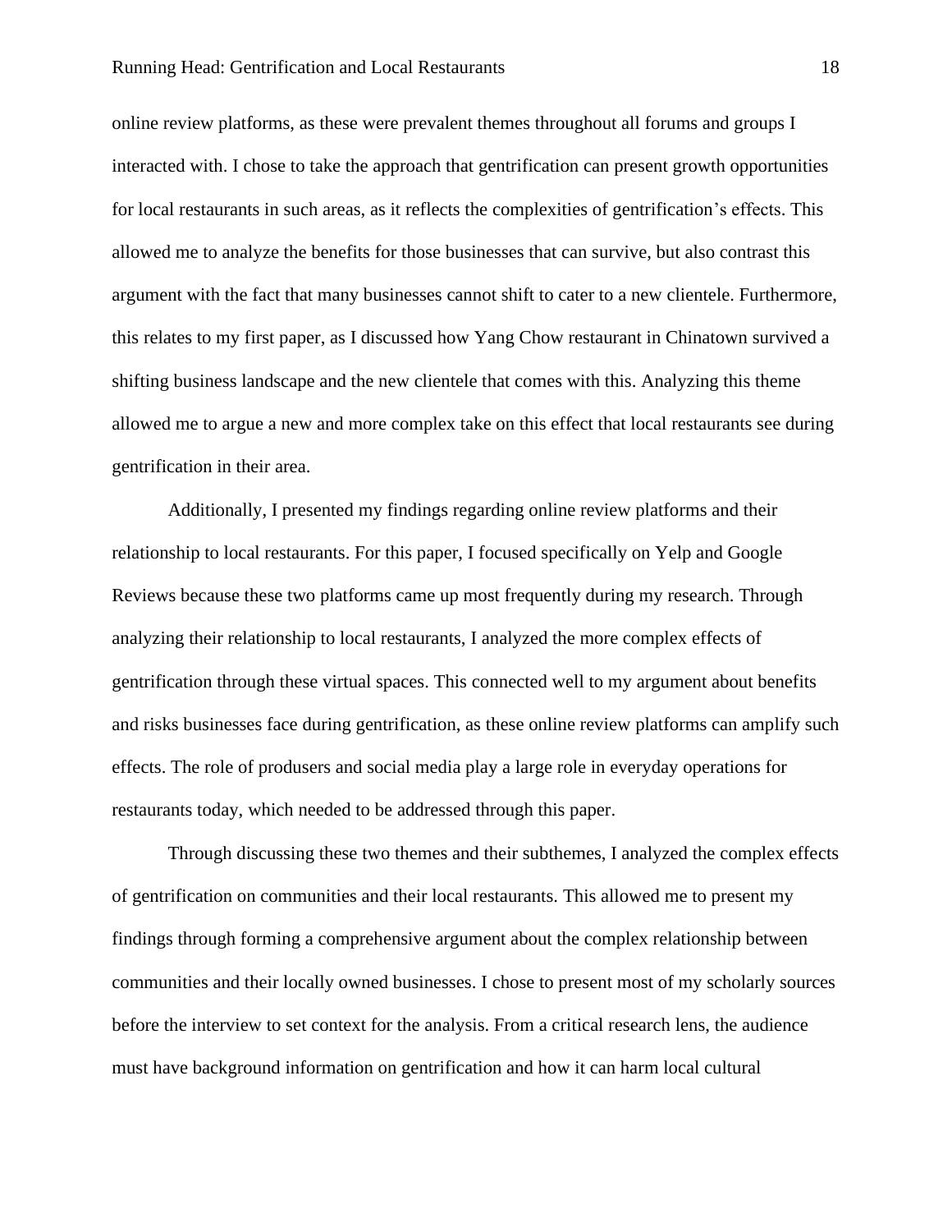online review platforms, as these were prevalent themes throughout all forums and groups I interacted with. I chose to take the approach that gentrification can present growth opportunities for local restaurants in such areas, as it reflects the complexities of gentrification's effects. This allowed me to analyze the benefits for those businesses that can survive, but also contrast this argument with the fact that many businesses cannot shift to cater to a new clientele. Furthermore, this relates to my first paper, as I discussed how Yang Chow restaurant in Chinatown survived a shifting business landscape and the new clientele that comes with this. Analyzing this theme allowed me to argue a new and more complex take on this effect that local restaurants see during gentrification in their area.

Additionally, I presented my findings regarding online review platforms and their relationship to local restaurants. For this paper, I focused specifically on Yelp and Google Reviews because these two platforms came up most frequently during my research. Through analyzing their relationship to local restaurants, I analyzed the more complex effects of gentrification through these virtual spaces. This connected well to my argument about benefits and risks businesses face during gentrification, as these online review platforms can amplify such effects. The role of produsers and social media play a large role in everyday operations for restaurants today, which needed to be addressed through this paper.

Through discussing these two themes and their subthemes, I analyzed the complex effects of gentrification on communities and their local restaurants. This allowed me to present my findings through forming a comprehensive argument about the complex relationship between communities and their locally owned businesses. I chose to present most of my scholarly sources before the interview to set context for the analysis. From a critical research lens, the audience must have background information on gentrification and how it can harm local cultural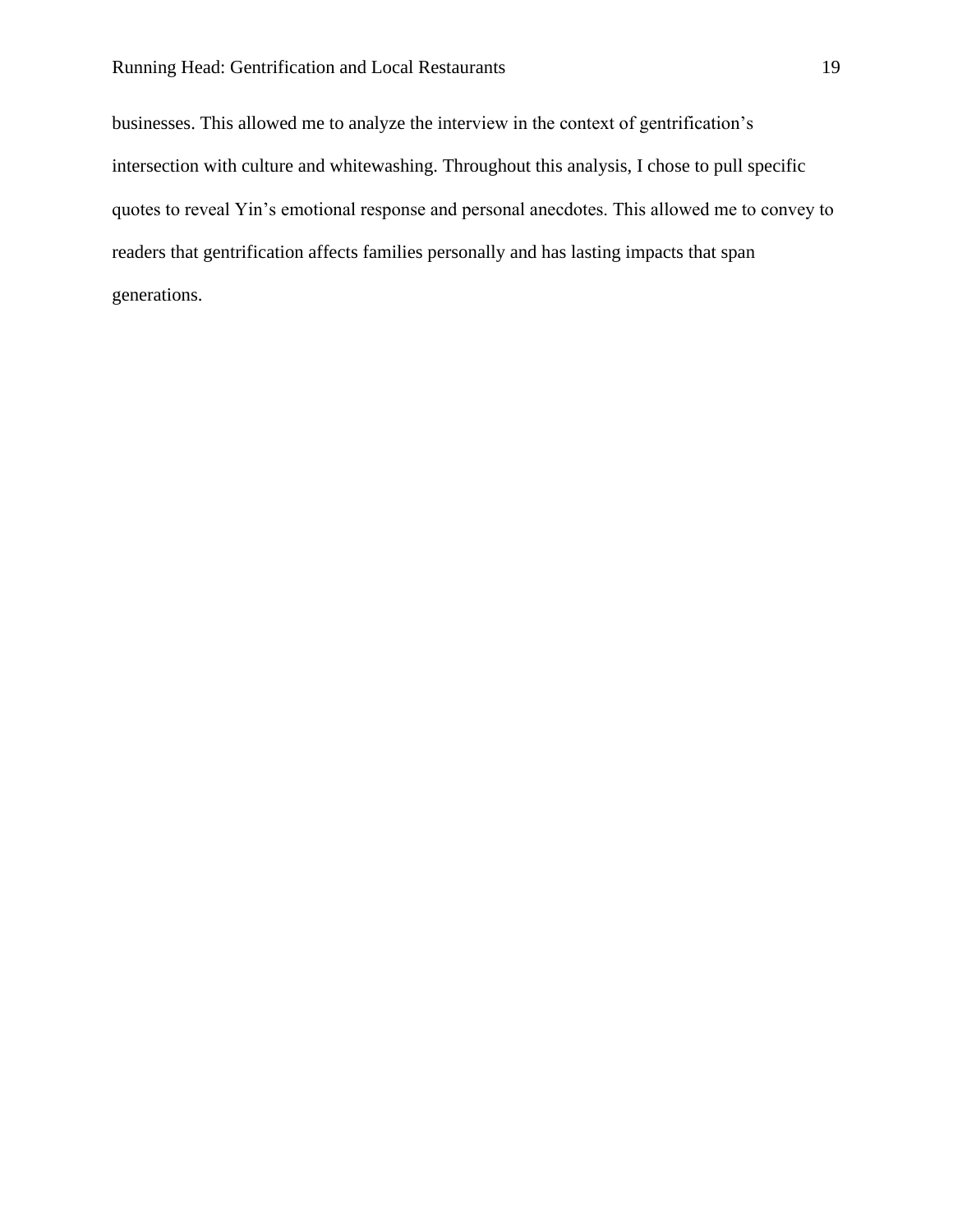businesses. This allowed me to analyze the interview in the context of gentrification's intersection with culture and whitewashing. Throughout this analysis, I chose to pull specific quotes to reveal Yin's emotional response and personal anecdotes. This allowed me to convey to readers that gentrification affects families personally and has lasting impacts that span generations.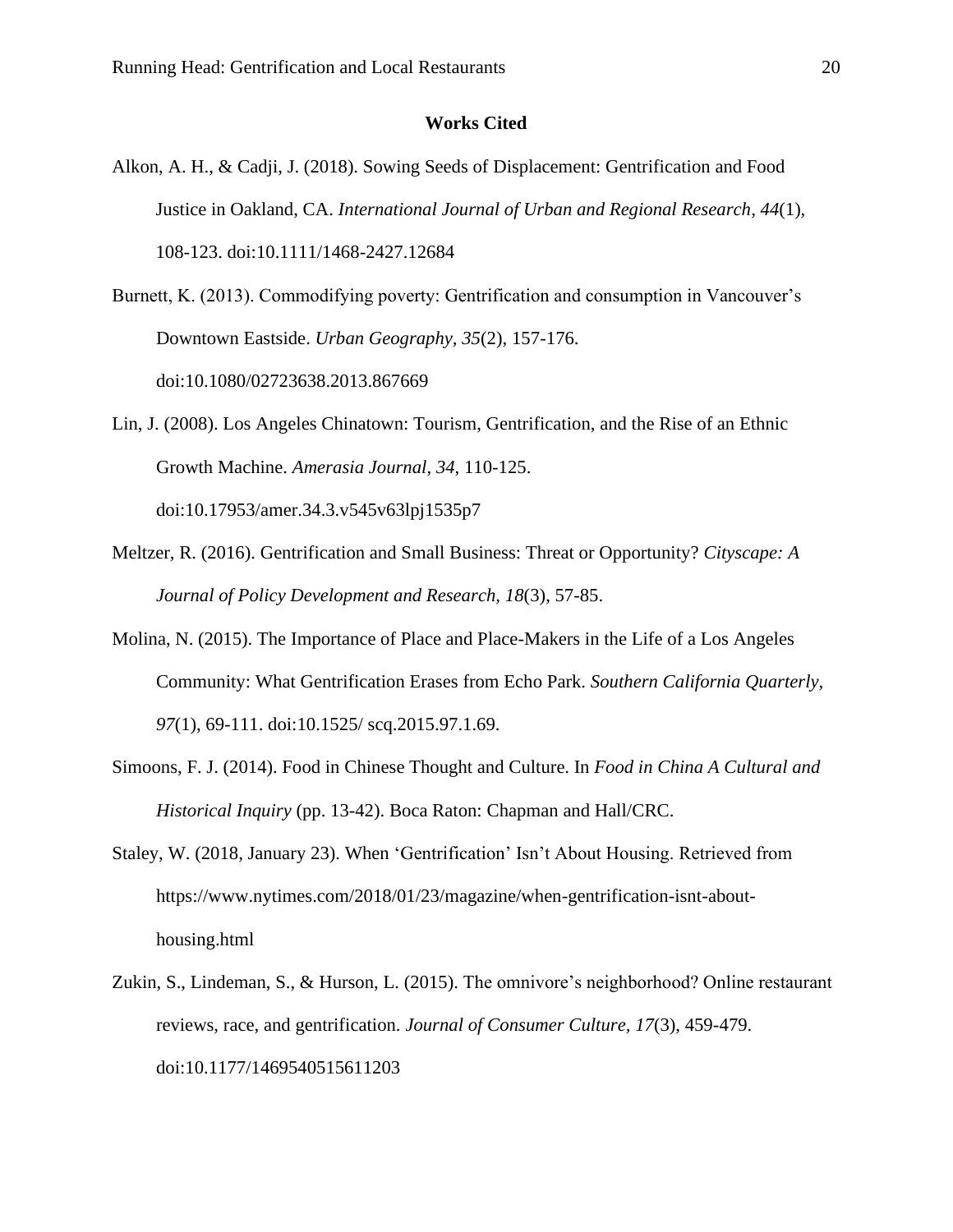## Works Cited

Alkon, A. H., & Cadji, J. (2018). Sowing Seeds of Displacement: Gentrification and Food Justice in Oakland, CA. *International Journal of Urban and Regional Research*, *44*(1), 108-123. doi:10.1111/1468-2427.12684

Burnett, K. (2013). Commodifying poverty: Gentrification and consumption in Vancouver's Downtown Eastside. *Urban Geography*, *35*(2), 157-176. doi:10.1080/02723638.2013.867669

Lin, J. (2008). Los Angeles Chinatown: Tourism, Gentrification, and the Rise of an Ethnic Growth Machine. *Amerasia Journal*, *34*, 110-125. doi:10.17953/amer.34.3.v545v63lpj1535p7

Meltzer, R. (2016). Gentrification and Small Business: Threat or Opportunity? *Cityscape: A Journal of Policy Development and Research*, *18*(3), 57-85.

Molina, N. (2015). The Importance of Place and Place-Makers in the Life of a Los Angeles Community: What Gentrification Erases from Echo Park. *Southern California Quarterly*, *97*(1), 69-111. doi:10.1525/ scq.2015.97.1.69.

Simoons, F. J. (2014). Food in Chinese Thought and Culture. In *Food in China A Cultural and Historical Inquiry* (pp. 13-42). Boca Raton: Chapman and Hall/CRC.

Staley, W. (2018, January 23). When 'Gentrification' Isn't About Housing. Retrieved from https://www.nytimes.com/2018/01/23/magazine/when-gentrification-isnt-about-housing.html

Zukin, S., Lindeman, S., & Hurson, L. (2015). The omnivore's neighborhood? Online restaurant reviews, race, and gentrification. *Journal of Consumer Culture*, *17*(3), 459-479. doi:10.1177/1469540515611203